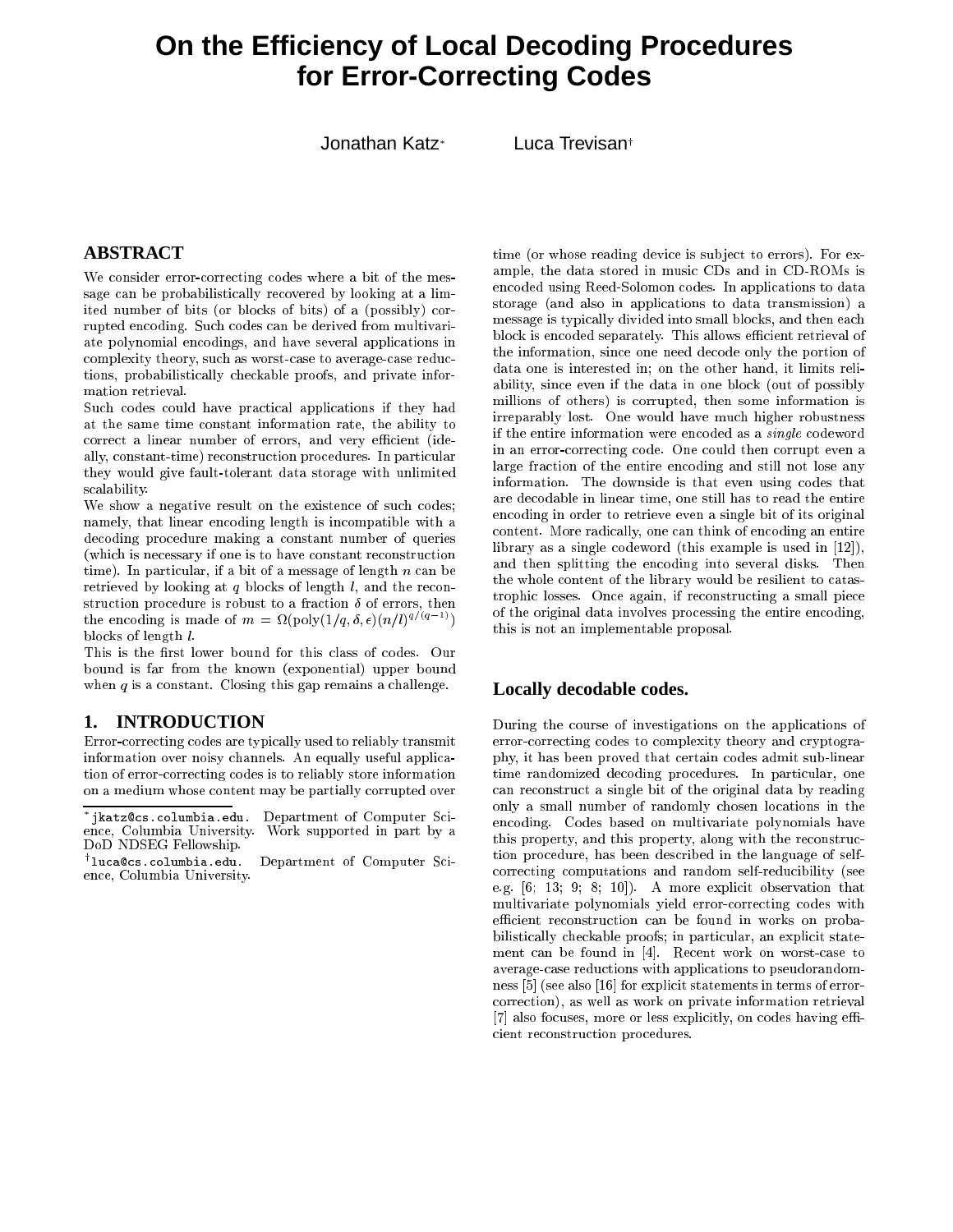# On the Efficiency of Local Decoding Procedures for Error-Correcting Codes

Jonathan Katz[*] Luca Trevisan[†]

## ABSTRACT

We consider error-correcting codes where a bit of the message can be probabilistically recovered by looking at a limited number of bits (or blocks of bits) of a (possibly) corrupted encoding. Such codes can be derived from multivariate polynomial encodings, and have several applications in complexity theory, such as worst-case to average-case reductions, probabilistically checkable proofs, and private information retrieval.

Such codes could have practical applications if they had at the same time constant information rate, the ability to correct a linear number of errors, and very efficient (ideally, constant-time) reconstruction procedures. In particular they would give fault-tolerant data storage with unlimited scalability.

We show a negative result on the existence of such codes; namely, that linear encoding length is incompatible with a decoding procedure making a constant number of queries (which is necessary if one is to have constant reconstruction time). In particular, if a bit of a message of length $n$ can be retrieved by looking at $q$ blocks of length $l$, and the reconstruction procedure is robust to a fraction $\delta$ of errors, then the encoding is made of $m = \Omega(\text{poly}(1/q, \delta, \epsilon)(n/l)^{q/(q-1)})$ blocks of length $l$.

This is the first lower bound for this class of codes. Our bound is far from the known (exponential) upper bound when $q$ is a constant. Closing this gap remains a challenge.

## 1. INTRODUCTION

Error-correcting codes are typically used to reliably transmit information over noisy channels. An equally useful application of error-correcting codes is to reliably store information on a medium whose content may be partially corrupted over time (or whose reading device is subject to errors). For example, the data stored in music CDs and in CD-ROMs is encoded using Reed-Solomon codes. In applications to data storage (and also in applications to data transmission) a message is typically divided into small blocks, and then each block is encoded separately. This allows efficient retrieval of the information, since one need decode only the portion of data one is interested in; on the other hand, it limits reliability, since even if the data in one block (out of possibly millions of others) is corrupted, then some information is irreparably lost. One would have much higher robustness if the entire information were encoded as a *single* codeword in an error-correcting code. One could then corrupt even a large fraction of the entire encoding and still not lose any information. The downside is that even using codes that are decodable in linear time, one still has to read the entire encoding in order to retrieve even a single bit of its original content. More radically, one can think of encoding an entire library as a single codeword (this example is used in [12]), and then splitting the encoding into several disks. Then the whole content of the library would be resilient to catastrophic losses. Once again, if reconstructing a small piece of the original data involves processing the entire encoding, this is not an implementable proposal.

### Locally decodable codes.

During the course of investigations on the applications of error-correcting codes to complexity theory and cryptography, it has been proved that certain codes admit sub-linear time randomized decoding procedures. In particular, one can reconstruct a single bit of the original data by reading only a small number of randomly chosen locations in the encoding. Codes based on multivariate polynomials have this property, and this property, along with the reconstruction procedure, has been described in the language of self-correcting computations and random self-reducibility (see e.g. [6; 13; 9; 8; 10]). A more explicit observation that multivariate polynomials yield error-correcting codes with efficient reconstruction can be found in works on probabilistically checkable proofs; in particular, an explicit statement can be found in [4]. Recent work on worst-case to average-case reductions with applications to pseudorandomness [5] (see also [16] for explicit statements in terms of error-correction), as well as work on private information retrieval [7] also focuses, more or less explicitly, on codes having efficient reconstruction procedures.

---

[*] jkatz@cs.columbia.edu. Department of Computer Science, Columbia University. Work supported in part by a DoD NDSEG Fellowship.

[†] luca@cs.columbia.edu. Department of Computer Science, Columbia University.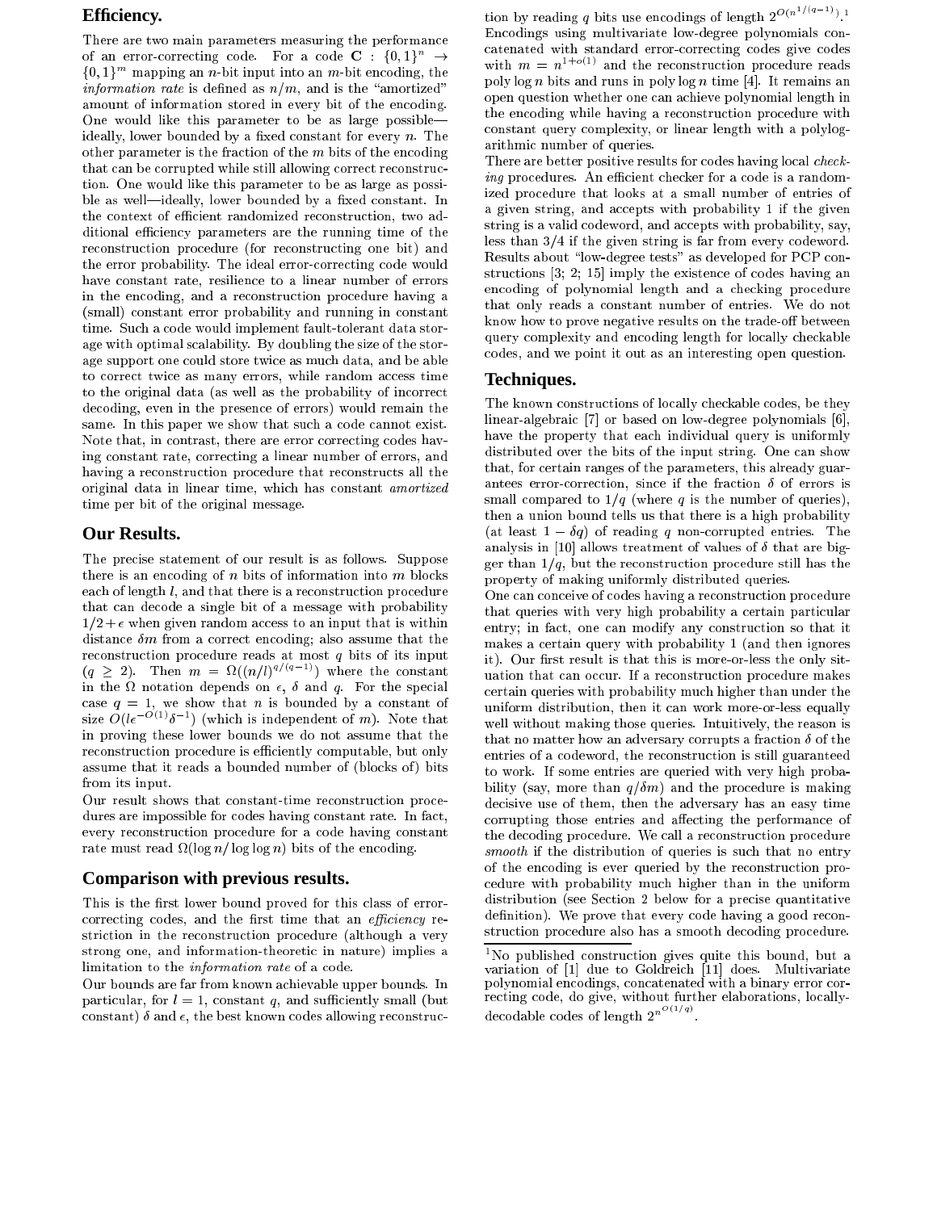## Efficiency.

There are two main parameters measuring the performance of an error-correcting code. For a code $\mathbf{C} : \{0,1\}^n \to \{0,1\}^m$ mapping an $n$-bit input into an $m$-bit encoding, the *information rate* is defined as $n/m$, and is the "amortized" amount of information stored in every bit of the encoding. One would like this parameter to be as large as possible—ideally, lower bounded by a fixed constant for every $n$. The other parameter is the fraction of the $m$ bits of the encoding that can be corrupted while still allowing correct reconstruction. One would like this parameter to be as large as possible as well—ideally, lower bounded by a fixed constant. In the context of efficient randomized reconstruction, two additional efficiency parameters are the running time of the reconstruction procedure (for reconstructing one bit) and the error probability. The ideal error-correcting code would have constant rate, resilience to a linear number of errors in the encoding, and a reconstruction procedure having a (small) constant error probability and running in constant time. Such a code would implement fault-tolerant data storage with optimal scalability. By doubling the size of the storage support one could store twice as much data, and be able to correct twice as many errors, while random access time to the original data (as well as the probability of incorrect decoding, even in the presence of errors) would remain the same. In this paper we show that such a code cannot exist. Note that, in contrast, there are error correcting codes having constant rate, correcting a linear number of errors, and having a reconstruction procedure that reconstructs all the original data in linear time, which has constant *amortized* time per bit of the original message.

## Our Results.

The precise statement of our result is as follows. Suppose there is an encoding of $n$ bits of information into $m$ blocks each of length $l$, and that there is a reconstruction procedure that can decode a single bit of a message with probability $1/2+\epsilon$ when given random access to an input that is within distance $\delta m$ from a correct encoding; also assume that the reconstruction procedure reads at most $q$ bits of its input ($q \geq 2$). Then $m = \Omega((n/l)^{q/(q-1)})$ where the constant in the $\Omega$ notation depends on $\epsilon$, $\delta$ and $q$. For the special case $q = 1$, we show that $n$ is bounded by a constant of size $O(l\epsilon^{-O(1)}\delta^{-1})$ (which is independent of $m$). Note that in proving these lower bounds we do not assume that the reconstruction procedure is efficiently computable, but only assume that it reads a bounded number of (blocks of) bits from its input.

Our result shows that constant-time reconstruction procedures are impossible for codes having constant rate. In fact, every reconstruction procedure for a code having constant rate must read $\Omega(\log n/\log\log n)$ bits of the encoding.

## Comparison with previous results.

This is the first lower bound proved for this class of error-correcting codes, and the first time that an *efficiency* restriction in the reconstruction procedure (although a very strong one, and information-theoretic in nature) implies a limitation to the *information rate* of a code.

Our bounds are far from known achievable upper bounds. In particular, for $l = 1$, constant $q$, and sufficiently small (but constant) $\delta$ and $\epsilon$, the best known codes allowing reconstruction by reading $q$ bits use encodings of length $2^{O(n^{1/(q-1)})}$.[1] Encodings using multivariate low-degree polynomials concatenated with standard error-correcting codes give codes with $m = n^{1+o(1)}$ and the reconstruction procedure reads poly $\log n$ bits and runs in poly $\log n$ time [4]. It remains an open question whether one can achieve polynomial length in the encoding while having a reconstruction procedure with constant query complexity, or linear length with a polylogarithmic number of queries.

There are better positive results for codes having local *checking* procedures. An efficient checker for a code is a randomized procedure that looks at a small number of entries of a given string, and accepts with probability 1 if the given string is a valid codeword, and accepts with probability, say, less than 3/4 if the given string is far from every codeword. Results about "low-degree tests" as developed for PCP constructions [3; 2; 15] imply the existence of codes having an encoding of polynomial length and a checking procedure that only reads a constant number of entries. We do not know how to prove negative results on the trade-off between query complexity and encoding length for locally checkable codes, and we point it out as an interesting open question.

## Techniques.

The known constructions of locally checkable codes, be they linear-algebraic [7] or based on low-degree polynomials [6], have the property that each individual query is uniformly distributed over the bits of the input string. One can show that, for certain ranges of the parameters, this already guarantees error-correction, since if the fraction $\delta$ of errors is small compared to $1/q$ (where $q$ is the number of queries), then a union bound tells us that there is a high probability (at least $1 - \delta q$) of reading $q$ non-corrupted entries. The analysis in [10] allows treatment of values of $\delta$ that are bigger than $1/q$, but the reconstruction procedure still has the property of making uniformly distributed queries.

One can conceive of codes having a reconstruction procedure that queries with very high probability a certain particular entry; in fact, one can modify any construction so that it makes a certain query with probability 1 (and then ignores it). Our first result is that this is more-or-less the only situation that can occur. If a reconstruction procedure makes certain queries with probability much higher than under the uniform distribution, then it can work more-or-less equally well without making those queries. Intuitively, the reason is that no matter how an adversary corrupts a fraction $\delta$ of the entries of a codeword, the reconstruction is still guaranteed to work. If some entries are queried with very high probability (say, more than $q/\delta m$) and the procedure is making decisive use of them, then the adversary has an easy time corrupting those entries and affecting the performance of the decoding procedure. We call a reconstruction procedure *smooth* if the distribution of queries is such that no entry of the encoding is ever queried by the reconstruction procedure with probability much higher than in the uniform distribution (see Section 2 below for a precise quantitative definition). We prove that every code having a good reconstruction procedure also has a smooth decoding procedure.

[1] No published construction gives quite this bound, but a variation of [1] due to Goldreich [11] does. Multivariate polynomial encodings, concatenated with a binary error correcting code, do give, without further elaborations, locally-decodable codes of length $2^{n^{O(1/q)}}$.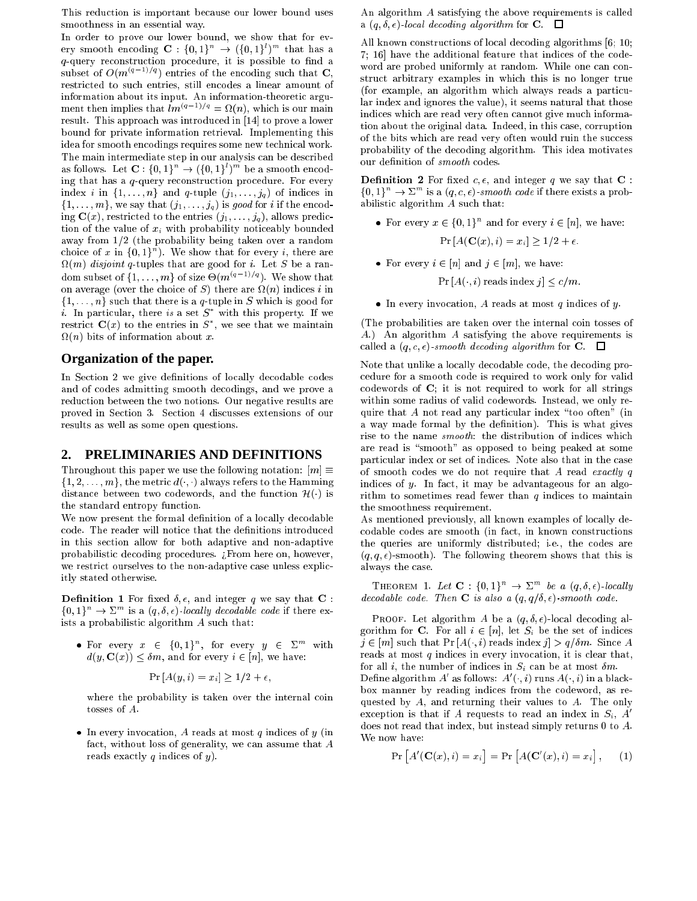This reduction is important because our lower bound uses smoothness in an essential way.

In order to prove our lower bound, we show that for every smooth encoding $\mathbf{C} : \{0,1\}^n \rightarrow (\{0,1\}^l)^m$ that has a $q$-query reconstruction procedure, it is possible to find a subset of $O(m^{(q-1)/q})$ entries of the encoding such that $\mathbf{C}$, restricted to such entries, still encodes a linear amount of information about its input. An information-theoretic argument then implies that $lm^{(q-1)/q} = \Omega(n)$, which is our main result. This approach was introduced in [14] to prove a lower bound for private information retrieval. Implementing this idea for smooth encodings requires some new technical work. The main intermediate step in our analysis can be described as follows. Let $\mathbf{C} : \{0,1\}^n \rightarrow (\{0,1\}^l)^m$ be a smooth encoding that has a $q$-query reconstruction procedure. For every index $i$ in $\{1,\ldots,n\}$ and $q$-tuple $(j_1,\ldots,j_q)$ of indices in $\{1,\ldots,m\}$, we say that $(j_1,\ldots,j_q)$ is *good* for $i$ if the encoding $\mathbf{C}(x)$, restricted to the entries $(j_1,\ldots,j_q)$, allows prediction of the value of $x_i$ with probability noticeably bounded away from $1/2$ (the probability being taken over a random choice of $x$ in $\{0,1\}^n$). We show that for every $i$, there are $\Omega(m)$ *disjoint* $q$-tuples that are good for $i$. Let $S$ be a random subset of $\{1,\ldots,m\}$ of size $\Theta(m^{(q-1)/q})$. We show that on average (over the choice of $S$) there are $\Omega(n)$ indices $i$ in $\{1,\ldots,n\}$ such that there is a $q$-tuple in $S$ which is good for $i$. In particular, there *is* a set $S^*$ with this property. If we restrict $\mathbf{C}(x)$ to the entries in $S^*$, we see that we maintain $\Omega(n)$ bits of information about $x$.

### Organization of the paper.

In Section 2 we give definitions of locally decodable codes and of codes admitting smooth decodings, and we prove a reduction between the two notions. Our negative results are proved in Section 3. Section 4 discusses extensions of our results as well as some open questions.

## 2. PRELIMINARIES AND DEFINITIONS

Throughout this paper we use the following notation: $[m] \equiv \{1,2,\ldots,m\}$, the metric $d(\cdot,\cdot)$ always refers to the Hamming distance between two codewords, and the function $\mathcal{H}(\cdot)$ is the standard entropy function.

We now present the formal definition of a locally decodable code. The reader will notice that the definitions introduced in this section allow for both adaptive and non-adaptive probabilistic decoding procedures. ¿From here on, however, we restrict ourselves to the non-adaptive case unless explicitly stated otherwise.

**Definition 1** For fixed $\delta, \epsilon$, and integer $q$ we say that $\mathbf{C} : \{0,1\}^n \rightarrow \Sigma^m$ is a $(q,\delta,\epsilon)$-*locally decodable code* if there exists a probabilistic algorithm $A$ such that:

- For every $x \in \{0,1\}^n$, for every $y \in \Sigma^m$ with $d(y, \mathbf{C}(x)) \leq \delta m$, and for every $i \in [n]$, we have:

$$\Pr[A(y,i) = x_i] \geq 1/2 + \epsilon,$$

where the probability is taken over the internal coin tosses of $A$.

- In every invocation, $A$ reads at most $q$ indices of $y$ (in fact, without loss of generality, we can assume that $A$ reads exactly $q$ indices of $y$).

An algorithm $A$ satisfying the above requirements is called a $(q,\delta,\epsilon)$-*local decoding algorithm* for $\mathbf{C}$. □

All known constructions of local decoding algorithms [6; 10; 7; 16] have the additional feature that indices of the codeword are probed uniformly at random. While one can construct arbitrary examples in which this is no longer true (for example, an algorithm which always reads a particular index and ignores the value), it seems natural that those indices which are read very often cannot give much information about the original data. Indeed, in this case, corruption of the bits which are read very often would ruin the success probability of the decoding algorithm. This idea motivates our definition of *smooth* codes.

**Definition 2** For fixed $c, \epsilon$, and integer $q$ we say that $\mathbf{C} : \{0,1\}^n \rightarrow \Sigma^m$ is a $(q,c,\epsilon)$-*smooth code* if there exists a probabilistic algorithm $A$ such that:

- For every $x \in \{0,1\}^n$ and for every $i \in [n]$, we have:

$$\Pr[A(\mathbf{C}(x),i) = x_i] \geq 1/2 + \epsilon.$$

- For every $i \in [n]$ and $j \in [m]$, we have:

$$\Pr[A(\cdot,i) \text{ reads index } j] \leq c/m.$$

- In every invocation, $A$ reads at most $q$ indices of $y$.

(The probabilities are taken over the internal coin tosses of $A$.) An algorithm $A$ satisfying the above requirements is called a $(q,c,\epsilon)$-*smooth decoding algorithm* for $\mathbf{C}$. □

Note that unlike a locally decodable code, the decoding procedure for a smooth code is required to work only for valid codewords of $\mathbf{C}$; it is not required to work for all strings within some radius of valid codewords. Instead, we only require that $A$ not read any particular index "too often" (in a way made formal by the definition). This is what gives rise to the name *smooth*: the distribution of indices which are read is "smooth" as opposed to being peaked at some particular index or set of indices. Note also that in the case of smooth codes we do not require that $A$ read *exactly* $q$ indices of $y$. In fact, it may be advantageous for an algorithm to sometimes read fewer than $q$ indices to maintain the smoothness requirement.

As mentioned previously, all known examples of locally decodable codes are smooth (in fact, in known constructions the queries are uniformly distributed; i.e., the codes are $(q,q,\epsilon)$-smooth). The following theorem shows that this is always the case.

THEOREM 1. *Let $\mathbf{C} : \{0,1\}^n \rightarrow \Sigma^m$ be a $(q,\delta,\epsilon)$-locally decodable code. Then $\mathbf{C}$ is also a $(q,q/\delta,\epsilon)$-smooth code.*

PROOF. Let algorithm $A$ be a $(q,\delta,\epsilon)$-local decoding algorithm for $\mathbf{C}$. For all $i \in [n]$, let $S_i$ be the set of indices $j \in [m]$ such that $\Pr[A(\cdot,i) \text{ reads index } j] > q/\delta m$. Since $A$ reads at most $q$ indices in every invocation, it is clear that, for all $i$, the number of indices in $S_i$ can be at most $\delta m$.

Define algorithm $A'$ as follows: $A'(\cdot,i)$ runs $A(\cdot,i)$ in a black-box manner by reading indices from the codeword, as requested by $A$, and returning their values to $A$. The only exception is that if $A$ requests to read an index in $S_i$, $A'$ does not read that index, but instead simply returns 0 to $A$. We now have:

$$\Pr\left[A'(\mathbf{C}(x),i) = x_i\right] = \Pr\left[A(\mathbf{C}'(x),i) = x_i\right], \quad (1)$$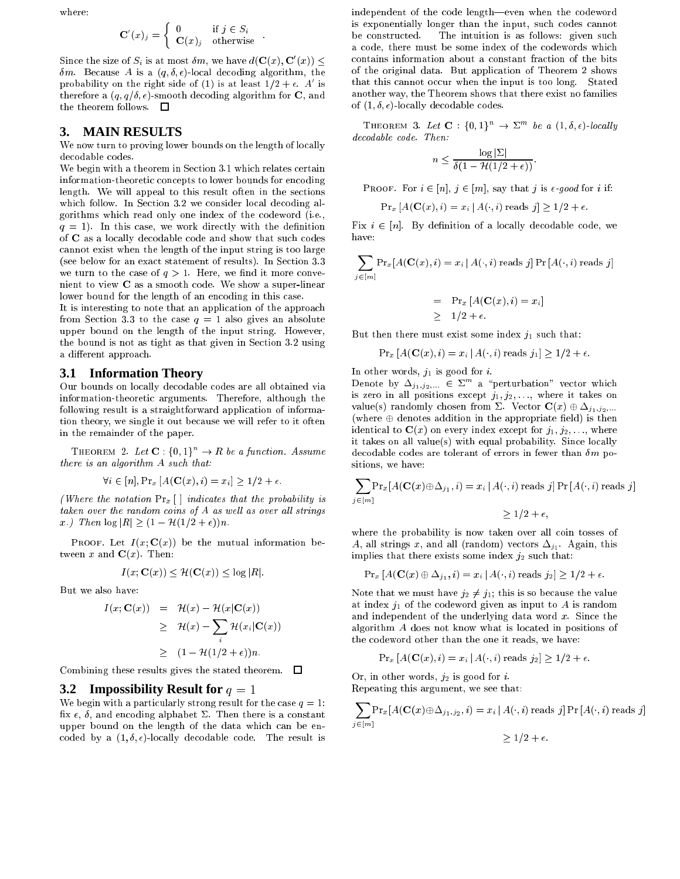where:

$$\mathbf{C}'(x)_j = \begin{cases} 0 & \text{if } j \in S_i \\ \mathbf{C}(x)_j & \text{otherwise} \end{cases}.$$

Since the size of $S_i$ is at most $\delta m$, we have $d(\mathbf{C}(x), \mathbf{C}'(x)) \leq \delta m$. Because $A$ is a $(q, \delta, \epsilon)$-local decoding algorithm, the probability on the right side of (1) is at least $1/2 + \epsilon$. $A'$ is therefore a $(q, q/\delta, \epsilon)$-smooth decoding algorithm for $\mathbf{C}$, and the theorem follows. □

# 3. MAIN RESULTS

We now turn to proving lower bounds on the length of locally decodable codes.

We begin with a theorem in Section 3.1 which relates certain information-theoretic concepts to lower bounds for encoding length. We will appeal to this result often in the sections which follow. In Section 3.2 we consider local decoding algorithms which read only one index of the codeword (i.e., $q = 1$). In this case, we work directly with the definition of $\mathbf{C}$ as a locally decodable code and show that such codes cannot exist when the length of the input string is too large (see below for an exact statement of results). In Section 3.3 we turn to the case of $q > 1$. Here, we find it more convenient to view $\mathbf{C}$ as a smooth code. We show a super-linear lower bound for the length of an encoding in this case.

It is interesting to note that an application of the approach from Section 3.3 to the case $q = 1$ also gives an absolute upper bound on the length of the input string. However, the bound is not as tight as that given in Section 3.2 using a different approach.

## 3.1 Information Theory

Our bounds on locally decodable codes are all obtained via information-theoretic arguments. Therefore, although the following result is a straightforward application of information theory, we single it out because we will refer to it often in the remainder of the paper.

Theorem 2. *Let $\mathbf{C} : \{0,1\}^n \to R$ be a function. Assume there is an algorithm $A$ such that:*

$$\forall i \in [n], \Pr_x [A(\mathbf{C}(x), i) = x_i] \geq 1/2 + \epsilon.$$

*(Where the notation $\Pr_x[\,]$ indicates that the probability is taken over the random coins of $A$ as well as over all strings $x$.) Then $\log |R| \geq (1 - \mathcal{H}(1/2 + \epsilon))n$.*

Proof. Let $I(x; \mathbf{C}(x))$ be the mutual information between $x$ and $\mathbf{C}(x)$. Then:

$$I(x; \mathbf{C}(x)) \leq \mathcal{H}(\mathbf{C}(x)) \leq \log |R|.$$

But we also have:

$$\begin{aligned} I(x; \mathbf{C}(x)) &= \mathcal{H}(x) - \mathcal{H}(x|\mathbf{C}(x)) \\ &\geq \mathcal{H}(x) - \sum_i \mathcal{H}(x_i|\mathbf{C}(x)) \\ &\geq (1 - \mathcal{H}(1/2 + \epsilon))n. \end{aligned}$$

Combining these results gives the stated theorem. □

## 3.2 Impossibility Result for $q = 1$

We begin with a particularly strong result for the case $q = 1$: fix $\epsilon$, $\delta$, and encoding alphabet $\Sigma$. Then there is a constant upper bound on the length of the data which can be encoded by a $(1, \delta, \epsilon)$-locally decodable code. The result is independent of the code length—even when the codeword is exponentially longer than the input, such codes cannot be constructed. The intuition is as follows: given such a code, there must be some index of the codewords which contains information about a constant fraction of the bits of the original data. But application of Theorem 2 shows that this cannot occur when the input is too long. Stated another way, the Theorem shows that there exist no families of $(1, \delta, \epsilon)$-locally decodable codes.

Theorem 3. *Let $\mathbf{C} : \{0,1\}^n \to \Sigma^m$ be a $(1, \delta, \epsilon)$-locally decodable code. Then:*

$$n \leq \frac{\log |\Sigma|}{\delta(1 - \mathcal{H}(1/2 + \epsilon))}.$$

Proof. For $i \in [n]$, $j \in [m]$, say that $j$ is *$\epsilon$-good* for $i$ if:

$$\Pr_x [A(\mathbf{C}(x), i) = x_i \mid A(\cdot, i) \text{ reads } j] \geq 1/2 + \epsilon.$$

Fix $i \in [n]$. By definition of a locally decodable code, we have:

$$\begin{aligned} \sum_{j \in [m]} \Pr_x [A(\mathbf{C}(x), i) = x_i \mid A(\cdot, i) \text{ reads } j] \Pr[A(\cdot, i) \text{ reads } j] \\ = \Pr_x [A(\mathbf{C}(x), i) = x_i] \\ \geq 1/2 + \epsilon. \end{aligned}$$

But then there must exist some index $j_1$ such that:

$$\Pr_x [A(\mathbf{C}(x), i) = x_i \mid A(\cdot, i) \text{ reads } j_1] \geq 1/2 + \epsilon.$$

In other words, $j_1$ is good for $i$.

Denote by $\Delta_{j_1, j_2, \ldots} \in \Sigma^m$ a "perturbation" vector which is zero in all positions except $j_1, j_2, \ldots$, where it takes on value(s) randomly chosen from $\Sigma$. Vector $\mathbf{C}(x) \oplus \Delta_{j_1, j_2, \ldots}$ (where $\oplus$ denotes addition in the appropriate field) is then identical to $\mathbf{C}(x)$ on every index except for $j_1, j_2, \ldots$, where it takes on all value(s) with equal probability. Since locally decodable codes are tolerant of errors in fewer than $\delta m$ positions, we have:

$$\sum_{j \in [m]} \Pr_x [A(\mathbf{C}(x) \oplus \Delta_{j_1}, i) = x_i \mid A(\cdot, i) \text{ reads } j] \Pr[A(\cdot, i) \text{ reads } j] \geq 1/2 + \epsilon,$$

where the probability is now taken over all coin tosses of $A$, all strings $x$, and all (random) vectors $\Delta_{j_1}$. Again, this implies that there exists some index $j_2$ such that:

$$\Pr_x [A(\mathbf{C}(x) \oplus \Delta_{j_1}, i) = x_i \mid A(\cdot, i) \text{ reads } j_2] \geq 1/2 + \epsilon.$$

Note that we must have $j_2 \neq j_1$; this is so because the value at index $j_1$ of the codeword given as input to $A$ is random and independent of the underlying data word $x$. Since the algorithm $A$ does not know what is located in positions of the codeword other than the one it reads, we have:

$$\Pr_x [A(\mathbf{C}(x), i) = x_i \mid A(\cdot, i) \text{ reads } j_2] \geq 1/2 + \epsilon.$$

Or, in other words, $j_2$ is good for $i$.

Repeating this argument, we see that:

$$\sum_{j \in [m]} \Pr_x [A(\mathbf{C}(x) \oplus \Delta_{j_1, j_2}, i) = x_i \mid A(\cdot, i) \text{ reads } j] \Pr[A(\cdot, i) \text{ reads } j] \geq 1/2 + \epsilon.$$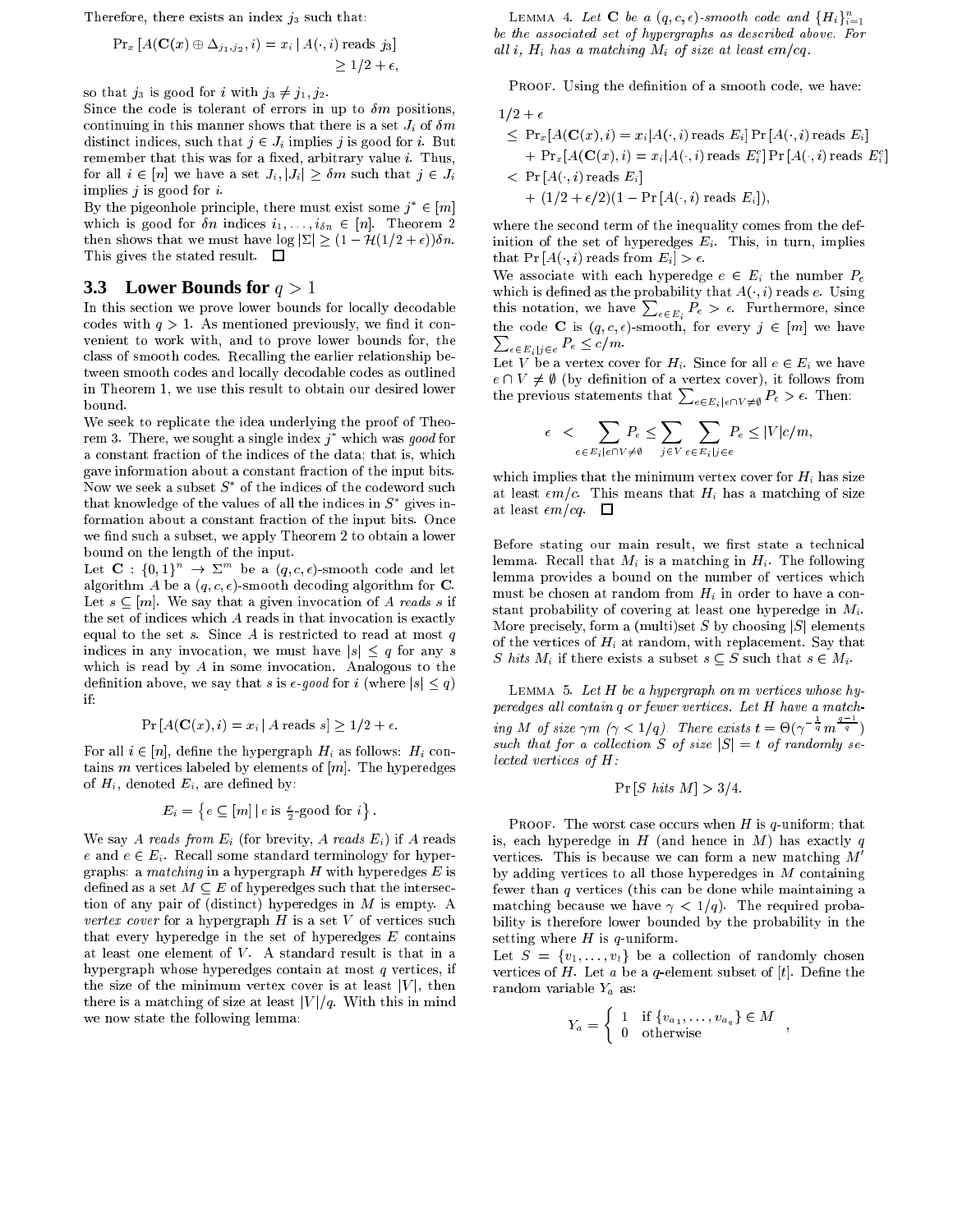Therefore, there exists an index $j_3$ such that:

$$\Pr_x\left[A(\mathbf{C}(x) \oplus \Delta_{j_1,j_2}, i) = x_i \mid A(\cdot, i) \text{ reads } j_3\right] \geq 1/2 + \epsilon,$$

so that $j_3$ is good for $i$ with $j_3 \neq j_1, j_2$.

Since the code is tolerant of errors in up to $\delta m$ positions, continuing in this manner shows that there is a set $J_i$ of $\delta m$ distinct indices, such that $j \in J_i$ implies $j$ is good for $i$. But remember that this was for a fixed, arbitrary value $i$. Thus, for all $i \in [n]$ we have a set $J_i, |J_i| \geq \delta m$ such that $j \in J_i$ implies $j$ is good for $i$.

By the pigeonhole principle, there must exist some $j^* \in [m]$ which is good for $\delta n$ indices $i_1, \ldots, i_{\delta n} \in [n]$. Theorem 2 then shows that we must have $\log |\Sigma| \geq (1 - \mathcal{H}(1/2 + \epsilon))\delta n$. This gives the stated result. $\square$

## 3.3 Lower Bounds for $q > 1$

In this section we prove lower bounds for locally decodable codes with $q > 1$. As mentioned previously, we find it convenient to work with, and to prove lower bounds for, the class of smooth codes. Recalling the earlier relationship between smooth codes and locally decodable codes as outlined in Theorem 1, we use this result to obtain our desired lower bound.

We seek to replicate the idea underlying the proof of Theorem 3. There, we sought a single index $j^*$ which was *good* for a constant fraction of the indices of the data; that is, which gave information about a constant fraction of the input bits. Now we seek a subset $S^*$ of the indices of the codeword such that knowledge of the values of all the indices in $S^*$ gives information about a constant fraction of the input bits. Once we find such a subset, we apply Theorem 2 to obtain a lower bound on the length of the input.

Let $\mathbf{C} : \{0,1\}^n \rightarrow \Sigma^m$ be a $(q, c, \epsilon)$-smooth code and let algorithm $A$ be a $(q, c, \epsilon)$-smooth decoding algorithm for $\mathbf{C}$. Let $s \subseteq [m]$. We say that a given invocation of $A$ *reads* $s$ if the set of indices which $A$ reads in that invocation is exactly equal to the set $s$. Since $A$ is restricted to read at most $q$ indices in any invocation, we must have $|s| \leq q$ for any $s$ which is read by $A$ in some invocation. Analogous to the definition above, we say that $s$ is $\epsilon$-*good* for $i$ (where $|s| \leq q$) if:

$$\Pr\left[A(\mathbf{C}(x), i) = x_i \mid A \text{ reads } s\right] \geq 1/2 + \epsilon.$$

For all $i \in [n]$, define the hypergraph $H_i$ as follows: $H_i$ contains $m$ vertices labeled by elements of $[m]$. The hyperedges of $H_i$, denoted $E_i$, are defined by:

$$E_i = \left\{ e \subseteq [m] \mid e \text{ is } \tfrac{\epsilon}{2}\text{-good for } i \right\}.$$

We say $A$ *reads from* $E_i$ (for brevity, $A$ *reads* $E_i$) if $A$ reads $e$ and $e \in E_i$. Recall some standard terminology for hypergraphs: a *matching* in a hypergraph $H$ with hyperedges $E$ is defined as a set $M \subseteq E$ of hyperedges such that the intersection of any pair of (distinct) hyperedges in $M$ is empty. A *vertex cover* for a hypergraph $H$ is a set $V$ of vertices such that every hyperedge in the set of hyperedges $E$ contains at least one element of $V$. A standard result is that in a hypergraph whose hyperedges contain at most $q$ vertices, if the size of the minimum vertex cover is at least $|V|$, then there is a matching of size at least $|V|/q$. With this in mind we now state the following lemma:

**Lemma 4.** *Let $\mathbf{C}$ be a $(q, c, \epsilon)$-smooth code and $\{H_i\}_{i=1}^n$ be the associated set of hypergraphs as described above. For all $i$, $H_i$ has a matching $M_i$ of size at least $\epsilon m / cq$.*

Proof. Using the definition of a smooth code, we have:

$$\begin{aligned}
&1/2 + \epsilon \\
&\leq \Pr_x[A(\mathbf{C}(x), i) = x_i | A(\cdot, i) \text{ reads } E_i] \Pr[A(\cdot, i) \text{ reads } E_i] \\
&\quad + \Pr_x[A(\mathbf{C}(x), i) = x_i | A(\cdot, i) \text{ reads } E_i^c] \Pr[A(\cdot, i) \text{ reads } E_i^c] \\
&< \Pr[A(\cdot, i) \text{ reads } E_i] \\
&\quad + (1/2 + \epsilon/2)(1 - \Pr[A(\cdot, i) \text{ reads } E_i]),
\end{aligned}$$

where the second term of the inequality comes from the definition of the set of hyperedges $E_i$. This, in turn, implies that $\Pr[A(\cdot, i) \text{ reads from } E_i] > \epsilon$.

We associate with each hyperedge $e \in E_i$ the number $P_e$ which is defined as the probability that $A(\cdot, i)$ reads $e$. Using this notation, we have $\sum_{e \in E_i} P_e > \epsilon$. Furthermore, since the code $\mathbf{C}$ is $(q, c, \epsilon)$-smooth, for every $j \in [m]$ we have $\sum_{e \in E_i | j \in e} P_e \leq c/m$.

Let $V$ be a vertex cover for $H_i$. Since for all $e \in E_i$ we have $e \cap V \neq \emptyset$ (by definition of a vertex cover), it follows from the previous statements that $\sum_{e \in E_i | e \cap V \neq \emptyset} P_e > \epsilon$. Then:

$$\epsilon \;<\; \sum_{e \in E_i | e \cap V \neq \emptyset} P_e \leq \sum_{j \in V} \sum_{e \in E_i | j \in e} P_e \leq |V| c/m,$$

which implies that the minimum vertex cover for $H_i$ has size at least $\epsilon m / c$. This means that $H_i$ has a matching of size at least $\epsilon m / cq$. $\square$

Before stating our main result, we first state a technical lemma. Recall that $M_i$ is a matching in $H_i$. The following lemma provides a bound on the number of vertices which must be chosen at random from $H_i$ in order to have a constant probability of covering at least one hyperedge in $M_i$. More precisely, form a (multi)set $S$ by choosing $|S|$ elements of the vertices of $H_i$ at random, with replacement. Say that $S$ *hits* $M_i$ if there exists a subset $s \subseteq S$ such that $s \in M_i$.

**Lemma 5.** *Let $H$ be a hypergraph on $m$ vertices whose hyperedges all contain $q$ or fewer vertices. Let $H$ have a matching $M$ of size $\gamma m$ ($\gamma < 1/q$). There exists $t = \Theta(\gamma^{-\frac{1}{q}} m^{\frac{q-1}{q}})$ such that for a collection $S$ of size $|S| = t$ of randomly selected vertices of $H$:*

$$\Pr[S \textit{ hits } M] > 3/4.$$

Proof. The worst case occurs when $H$ is $q$-uniform; that is, each hyperedge in $H$ (and hence in $M$) has exactly $q$ vertices. This is because we can form a new matching $M'$ by adding vertices to all those hyperedges in $M$ containing fewer than $q$ vertices (this can be done while maintaining a matching because we have $\gamma < 1/q$). The required probability is therefore lower bounded by the probability in the setting where $H$ is $q$-uniform.

Let $S = \{v_1, \ldots, v_t\}$ be a collection of randomly chosen vertices of $H$. Let $a$ be a $q$-element subset of $[t]$. Define the random variable $Y_a$ as:

$$Y_a = \begin{cases} 1 & \text{if } \{v_{a_1}, \ldots, v_{a_q}\} \in M \\ 0 & \text{otherwise} \end{cases},$$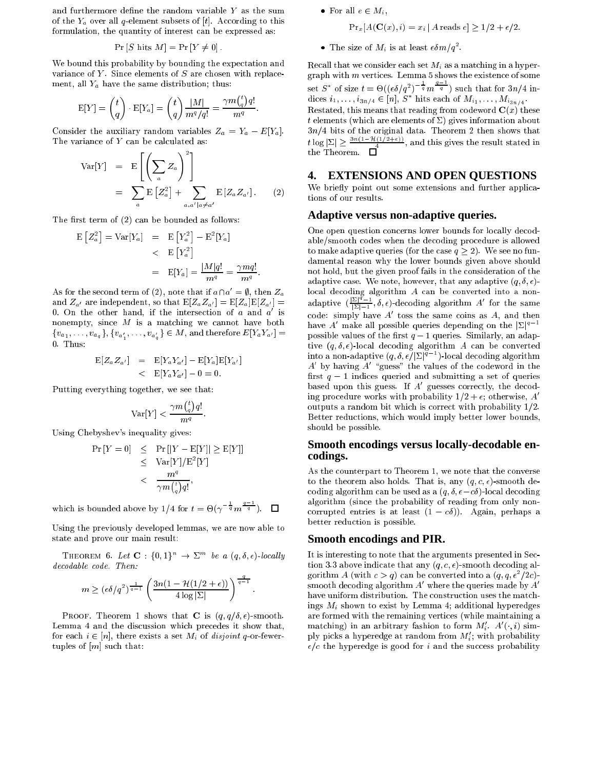and furthermore define the random variable $Y$ as the sum of the $Y_a$ over all $q$-element subsets of $[t]$. According to this formulation, the quantity of interest can be expressed as:

$$\Pr[S \text{ hits } M] = \Pr[Y \neq 0].$$

We bound this probability by bounding the expectation and variance of $Y$. Since elements of $S$ are chosen with replacement, all $Y_a$ have the same distribution; thus:

$$\mathrm{E}[Y] = \binom{t}{q} \cdot \mathrm{E}[Y_a] = \binom{t}{q} \frac{|M|}{m^q/q!} = \frac{\gamma m \binom{t}{q} q!}{m^q}.$$

Consider the auxiliary random variables $Z_a = Y_a - E[Y_a]$. The variance of $Y$ can be calculated as:

$$\begin{aligned}\mathrm{Var}[Y] &= \mathrm{E}\left[\left(\sum_a Z_a\right)^2\right] \\ &= \sum_a \mathrm{E}\left[Z_a^2\right] + \sum_{a,a'|a\neq a'} \mathrm{E}\left[Z_a Z_{a'}\right]. \qquad (2)\end{aligned}$$

The first term of (2) can be bounded as follows:

$$\begin{aligned}\mathrm{E}\left[Z_a^2\right] = \mathrm{Var}[Y_a] &= \mathrm{E}\left[Y_a^2\right] - \mathrm{E}^2[Y_a] \\ &< \mathrm{E}\left[Y_a^2\right] \\ &= \mathrm{E}[Y_a] = \frac{|M|q!}{m^q} = \frac{\gamma m q!}{m^q}.\end{aligned}$$

As for the second term of (2), note that if $a \cap a' = \emptyset$, then $Z_a$ and $Z_{a'}$ are independent, so that $\mathrm{E}[Z_a Z_{a'}] = \mathrm{E}[Z_a]\mathrm{E}[Z_{a'}] = 0$. On the other hand, if the intersection of $a$ and $a'$ is nonempty, since $M$ is a matching we cannot have both $\{v_{a_1}, \ldots, v_{a_q}\}, \{v_{a'_1}, \ldots, v_{a'_q}\} \in M$, and therefore $E[Y_a Y_{a'}] = 0$. Thus:

$$\begin{aligned}\mathrm{E}[Z_a Z_{a'}] &= \mathrm{E}[Y_a Y_{a'}] - \mathrm{E}[Y_a]\mathrm{E}[Y_{a'}] \\ &< \mathrm{E}[Y_a Y_{a'}] - 0 = 0.\end{aligned}$$

Putting everything together, we see that:

$$\mathrm{Var}[Y] < \frac{\gamma m \binom{t}{q} q!}{m^q}.$$

Using Chebyshev's inequality gives:

$$\begin{aligned}\Pr[Y=0] &\leq \Pr[|Y - \mathrm{E}[Y]| \geq \mathrm{E}[Y]] \\ &\leq \mathrm{Var}[Y]/\mathrm{E}^2[Y] \\ &< \frac{m^q}{\gamma m \binom{t}{q} q!},\end{aligned}$$

which is bounded above by $1/4$ for $t = \Theta(\gamma^{-\frac{1}{q}} m^{\frac{q-1}{q}})$. $\square$

Using the previously developed lemmas, we are now able to state and prove our main result:

THEOREM 6. *Let $\mathbf{C} : \{0,1\}^n \to \Sigma^m$ be a $(q, \delta, \epsilon)$-locally decodable code. Then:*

$$m \geq (\epsilon\delta/q^2)^{\frac{1}{q-1}} \left(\frac{3n(1 - \mathcal{H}(1/2 + \epsilon))}{4 \log |\Sigma|}\right)^{\frac{q}{q-1}}.$$

PROOF. Theorem 1 shows that $\mathbf{C}$ is $(q, q/\delta, \epsilon)$-smooth. Lemma 4 and the discussion which precedes it show that, for each $i \in [n]$, there exists a set $M_i$ of *disjoint* $q$-or-fewer-tuples of $[m]$ such that:

- For all $e \in M_i$,

  $$\Pr_x[A(\mathbf{C}(x), i) = x_i \mid A \text{ reads } e] \geq 1/2 + \epsilon/2.$$

- The size of $M_i$ is at least $\epsilon\delta m/q^2$.

Recall that we consider each set $M_i$ as a matching in a hypergraph with $m$ vertices. Lemma 5 shows the existence of some set $S^*$ of size $t = \Theta((\epsilon\delta/q^2)^{-\frac{1}{q}} m^{\frac{q-1}{q}})$ such that for $3n/4$ indices $i_1, \ldots, i_{3n/4} \in [n]$, $S^*$ hits each of $M_{i_1}, \ldots, M_{i_{3n/4}}$. Restated, this means that reading from codeword $\mathbf{C}(x)$ these $t$ elements (which are elements of $\Sigma$) gives information about $3n/4$ bits of the original data. Theorem 2 then shows that $t \log |\Sigma| \geq \frac{3n(1-\mathcal{H}(1/2+\epsilon))}{4}$, and this gives the result stated in the Theorem. $\square$

## 4. EXTENSIONS AND OPEN QUESTIONS

We briefly point out some extensions and further applications of our results.

### Adaptive versus non-adaptive queries.

One open question concerns lower bounds for locally decodable/smooth codes when the decoding procedure is allowed to make adaptive queries (for the case $q \geq 2$). We see no fundamental reason why the lower bounds given above should not hold, but the given proof fails in the consideration of the adaptive case. We note, however, that any adaptive $(q, \delta, \epsilon)$-local decoding algorithm $A$ can be converted into a non-adaptive $(\frac{|\Sigma|^q - 1}{|\Sigma| - 1}, \delta, \epsilon)$-decoding algorithm $A'$ for the same code: simply have $A'$ toss the same coins as $A$, and then have $A'$ make all possible queries depending on the $|\Sigma|^{q-1}$ possible values of the first $q-1$ queries. Similarly, an adaptive $(q, \delta, \epsilon)$-local decoding algorithm $A$ can be converted into a non-adaptive $(q, \delta, \epsilon/|\Sigma|^{q-1})$-local decoding algorithm $A'$ by having $A'$ "guess" the values of the codeword in the first $q-1$ indices queried and submitting a set of queries based upon this guess. If $A'$ guesses correctly, the decoding procedure works with probability $1/2 + \epsilon$; otherwise, $A'$ outputs a random bit which is correct with probability $1/2$. Better reductions, which would imply better lower bounds, should be possible.

### Smooth encodings versus locally-decodable encodings.

As the counterpart to Theorem 1, we note that the converse to the theorem also holds. That is, any $(q, c, \epsilon)$-smooth decoding algorithm can be used as a $(q, \delta, \epsilon - c\delta)$-local decoding algorithm (since the probability of reading from only non-corrupted entries is at least $(1 - c\delta)$). Again, perhaps a better reduction is possible.

### Smooth encodings and PIR.

It is interesting to note that the arguments presented in Section 3.3 above indicate that any $(q, c, \epsilon)$-smooth decoding algorithm $A$ (with $c > q$) can be converted into a $(q, q, \epsilon^2/2c)$-smooth decoding algorithm $A'$ where the queries made by $A'$ have uniform distribution. The construction uses the matchings $M_i$ shown to exist by Lemma 4; additional hyperedges are formed with the remaining vertices (while maintaining a matching) in an arbitrary fashion to form $M'_i$. $A'(\cdot, i)$ simply picks a hyperedge at random from $M'_i$; with probability $\epsilon/c$ the hyperedge is good for $i$ and the success probability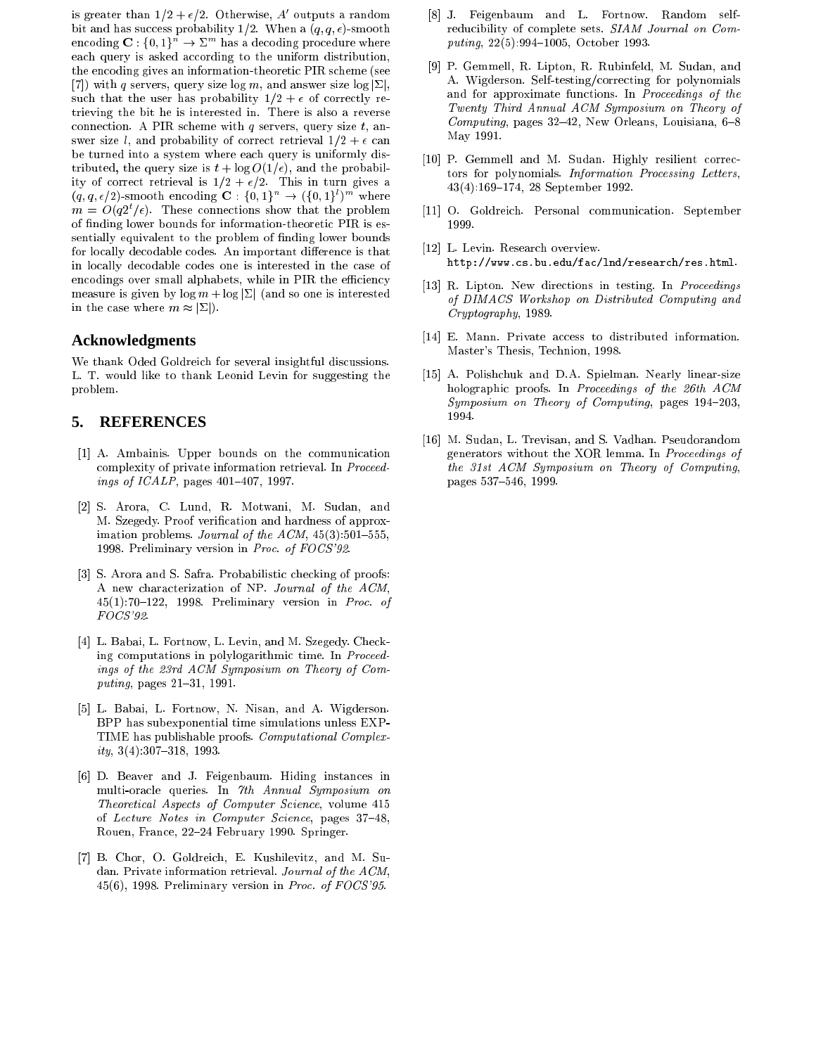is greater than $1/2 + \epsilon/2$. Otherwise, $A'$ outputs a random bit and has success probability $1/2$. When a $(q, q, \epsilon)$-smooth encoding $\mathbf{C} : \{0,1\}^n \to \Sigma^m$ has a decoding procedure where each query is asked according to the uniform distribution, the encoding gives an information-theoretic PIR scheme (see [7]) with $q$ servers, query size $\log m$, and answer size $\log |\Sigma|$, such that the user has probability $1/2 + \epsilon$ of correctly retrieving the bit he is interested in. There is also a reverse connection. A PIR scheme with $q$ servers, query size $t$, answer size $l$, and probability of correct retrieval $1/2 + \epsilon$ can be turned into a system where each query is uniformly distributed, the query size is $t + \log O(1/\epsilon)$, and the probability of correct retrieval is $1/2 + \epsilon/2$. This in turn gives a $(q, q, \epsilon/2)$-smooth encoding $\mathbf{C} : \{0,1\}^n \to (\{0,1\}^l)^m$ where $m = O(q2^t/\epsilon)$. These connections show that the problem of finding lower bounds for information-theoretic PIR is essentially equivalent to the problem of finding lower bounds for locally decodable codes. An important difference is that in locally decodable codes one is interested in the case of encodings over small alphabets, while in PIR the efficiency measure is given by $\log m + \log |\Sigma|$ (and so one is interested in the case where $m \approx |\Sigma|$).

## Acknowledgments

We thank Oded Goldreich for several insightful discussions. L. T. would like to thank Leonid Levin for suggesting the problem.

## 5. REFERENCES

[1] A. Ambainis. Upper bounds on the communication complexity of private information retrieval. In *Proceedings of ICALP*, pages 401–407, 1997.

[2] S. Arora, C. Lund, R. Motwani, M. Sudan, and M. Szegedy. Proof verification and hardness of approximation problems. *Journal of the ACM*, 45(3):501–555, 1998. Preliminary version in *Proc. of FOCS'92*.

[3] S. Arora and S. Safra. Probabilistic checking of proofs: A new characterization of NP. *Journal of the ACM*, 45(1):70–122, 1998. Preliminary version in *Proc. of FOCS'92*.

[4] L. Babai, L. Fortnow, L. Levin, and M. Szegedy. Checking computations in polylogarithmic time. In *Proceedings of the 23rd ACM Symposium on Theory of Computing*, pages 21–31, 1991.

[5] L. Babai, L. Fortnow, N. Nisan, and A. Wigderson. BPP has subexponential time simulations unless EXPTIME has publishable proofs. *Computational Complexity*, 3(4):307–318, 1993.

[6] D. Beaver and J. Feigenbaum. Hiding instances in multi-oracle queries. In *7th Annual Symposium on Theoretical Aspects of Computer Science*, volume 415 of *Lecture Notes in Computer Science*, pages 37–48, Rouen, France, 22–24 February 1990. Springer.

[7] B. Chor, O. Goldreich, E. Kushilevitz, and M. Sudan. Private information retrieval. *Journal of the ACM*, 45(6), 1998. Preliminary version in *Proc. of FOCS'95*.

[8] J. Feigenbaum and L. Fortnow. Random self-reducibility of complete sets. *SIAM Journal on Computing*, 22(5):994–1005, October 1993.

[9] P. Gemmell, R. Lipton, R. Rubinfeld, M. Sudan, and A. Wigderson. Self-testing/correcting for polynomials and for approximate functions. In *Proceedings of the Twenty Third Annual ACM Symposium on Theory of Computing*, pages 32–42, New Orleans, Louisiana, 6–8 May 1991.

[10] P. Gemmell and M. Sudan. Highly resilient correctors for polynomials. *Information Processing Letters*, 43(4):169–174, 28 September 1992.

[11] O. Goldreich. Personal communication. September 1999.

[12] L. Levin. Research overview. `http://www.cs.bu.edu/fac/lnd/research/res.html`.

[13] R. Lipton. New directions in testing. In *Proceedings of DIMACS Workshop on Distributed Computing and Cryptography*, 1989.

[14] E. Mann. Private access to distributed information. Master's Thesis, Technion, 1998.

[15] A. Polishchuk and D.A. Spielman. Nearly linear-size holographic proofs. In *Proceedings of the 26th ACM Symposium on Theory of Computing*, pages 194–203, 1994.

[16] M. Sudan, L. Trevisan, and S. Vadhan. Pseudorandom generators without the XOR lemma. In *Proceedings of the 31st ACM Symposium on Theory of Computing*, pages 537–546, 1999.